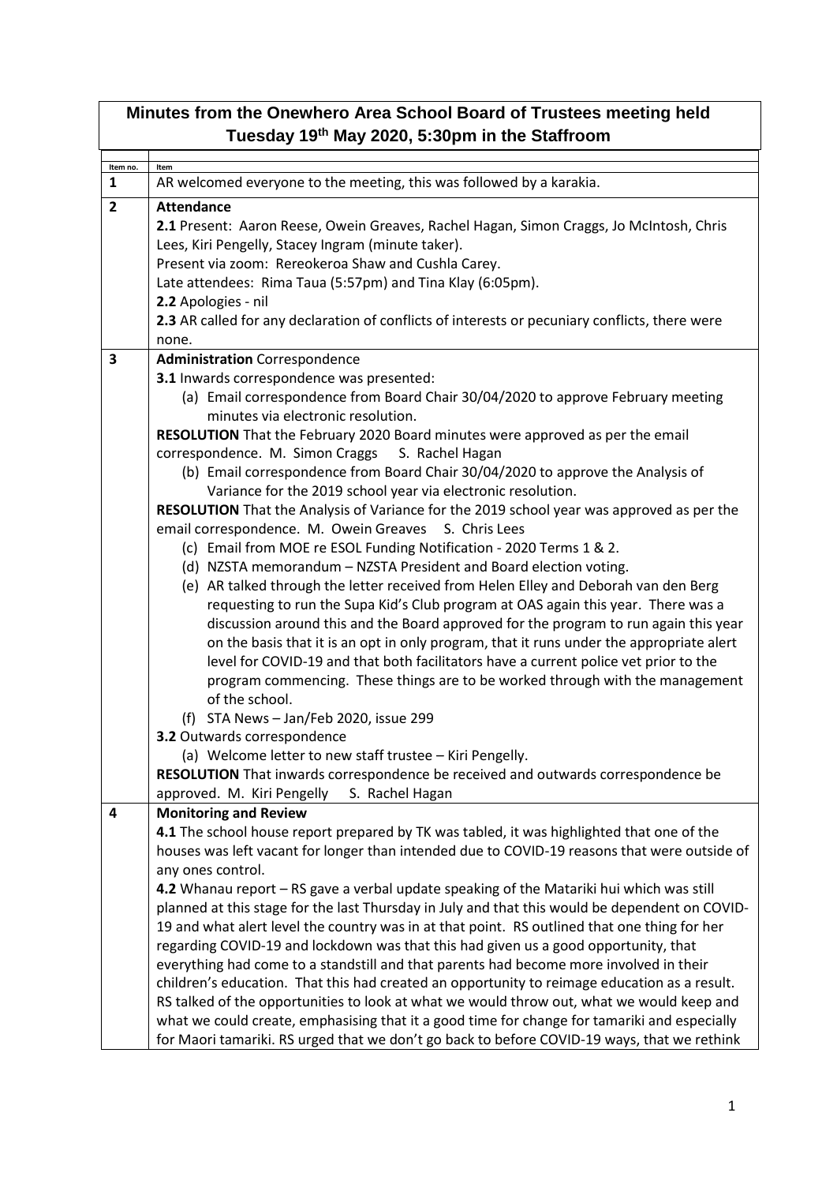# Minutes from the Onewhero Area School Board of Trustees meeting held Tuesday 19th May 2020, 5:30pm in the Staffroom

| Item no. | Item |
|---|---|
| 1 | AR welcomed everyone to the meeting, this was followed by a karakia. |
| 2 | **Attendance**<br>**2.1** Present: Aaron Reese, Owein Greaves, Rachel Hagan, Simon Craggs, Jo McIntosh, Chris Lees, Kiri Pengelly, Stacey Ingram (minute taker).<br>Present via zoom: Rereokeroa Shaw and Cushla Carey.<br>Late attendees: Rima Taua (5:57pm) and Tina Klay (6:05pm).<br>**2.2** Apologies - nil<br>**2.3** AR called for any declaration of conflicts of interests or pecuniary conflicts, there were none. |
| 3 | **Administration** Correspondence<br>**3.1** Inwards correspondence was presented:<br>(a) Email correspondence from Board Chair 30/04/2020 to approve February meeting minutes via electronic resolution.<br>**RESOLUTION** That the February 2020 Board minutes were approved as per the email correspondence. M. Simon Craggs S. Rachel Hagan<br>(b) Email correspondence from Board Chair 30/04/2020 to approve the Analysis of Variance for the 2019 school year via electronic resolution.<br>**RESOLUTION** That the Analysis of Variance for the 2019 school year was approved as per the email correspondence. M. Owein Greaves S. Chris Lees<br>(c) Email from MOE re ESOL Funding Notification - 2020 Terms 1 & 2.<br>(d) NZSTA memorandum – NZSTA President and Board election voting.<br>(e) AR talked through the letter received from Helen Elley and Deborah van den Berg requesting to run the Supa Kid's Club program at OAS again this year. There was a discussion around this and the Board approved for the program to run again this year on the basis that it is an opt in only program, that it runs under the appropriate alert level for COVID-19 and that both facilitators have a current police vet prior to the program commencing. These things are to be worked through with the management of the school.<br>(f) STA News – Jan/Feb 2020, issue 299<br>**3.2** Outwards correspondence<br>(a) Welcome letter to new staff trustee – Kiri Pengelly.<br>**RESOLUTION** That inwards correspondence be received and outwards correspondence be approved. M. Kiri Pengelly S. Rachel Hagan |
| 4 | **Monitoring and Review**<br>**4.1** The school house report prepared by TK was tabled, it was highlighted that one of the houses was left vacant for longer than intended due to COVID-19 reasons that were outside of any ones control.<br>**4.2** Whanau report – RS gave a verbal update speaking of the Matariki hui which was still planned at this stage for the last Thursday in July and that this would be dependent on COVID-19 and what alert level the country was in at that point. RS outlined that one thing for her regarding COVID-19 and lockdown was that this had given us a good opportunity, that everything had come to a standstill and that parents had become more involved in their children's education. That this had created an opportunity to reimage education as a result. RS talked of the opportunities to look at what we would throw out, what we would keep and what we could create, emphasising that it a good time for change for tamariki and especially for Maori tamariki. RS urged that we don't go back to before COVID-19 ways, that we rethink |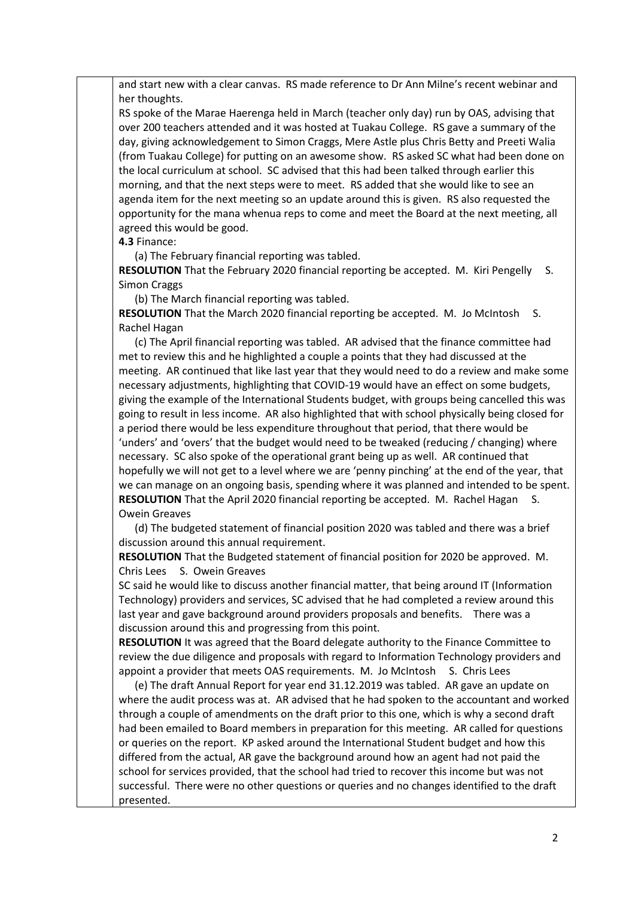and start new with a clear canvas. RS made reference to Dr Ann Milne's recent webinar and her thoughts.

RS spoke of the Marae Haerenga held in March (teacher only day) run by OAS, advising that over 200 teachers attended and it was hosted at Tuakau College. RS gave a summary of the day, giving acknowledgement to Simon Craggs, Mere Astle plus Chris Betty and Preeti Walia (from Tuakau College) for putting on an awesome show. RS asked SC what had been done on the local curriculum at school. SC advised that this had been talked through earlier this morning, and that the next steps were to meet. RS added that she would like to see an agenda item for the next meeting so an update around this is given. RS also requested the opportunity for the mana whenua reps to come and meet the Board at the next meeting, all agreed this would be good.

**4.3** Finance:

(a) The February financial reporting was tabled.

**RESOLUTION** That the February 2020 financial reporting be accepted. M. Kiri Pengelly S. Simon Craggs

(b) The March financial reporting was tabled.

**RESOLUTION** That the March 2020 financial reporting be accepted. M. Jo McIntosh S. Rachel Hagan

(c) The April financial reporting was tabled. AR advised that the finance committee had met to review this and he highlighted a couple a points that they had discussed at the meeting. AR continued that like last year that they would need to do a review and make some necessary adjustments, highlighting that COVID-19 would have an effect on some budgets, giving the example of the International Students budget, with groups being cancelled this was going to result in less income. AR also highlighted that with school physically being closed for a period there would be less expenditure throughout that period, that there would be 'unders' and 'overs' that the budget would need to be tweaked (reducing / changing) where necessary. SC also spoke of the operational grant being up as well. AR continued that hopefully we will not get to a level where we are 'penny pinching' at the end of the year, that we can manage on an ongoing basis, spending where it was planned and intended to be spent.

**RESOLUTION** That the April 2020 financial reporting be accepted. M. Rachel Hagan S. Owein Greaves

(d) The budgeted statement of financial position 2020 was tabled and there was a brief discussion around this annual requirement.

**RESOLUTION** That the Budgeted statement of financial position for 2020 be approved. M. Chris Lees S. Owein Greaves

SC said he would like to discuss another financial matter, that being around IT (Information Technology) providers and services, SC advised that he had completed a review around this last year and gave background around providers proposals and benefits. There was a discussion around this and progressing from this point.

**RESOLUTION** It was agreed that the Board delegate authority to the Finance Committee to review the due diligence and proposals with regard to Information Technology providers and appoint a provider that meets OAS requirements. M. Jo McIntosh S. Chris Lees

(e) The draft Annual Report for year end 31.12.2019 was tabled. AR gave an update on where the audit process was at. AR advised that he had spoken to the accountant and worked through a couple of amendments on the draft prior to this one, which is why a second draft had been emailed to Board members in preparation for this meeting. AR called for questions or queries on the report. KP asked around the International Student budget and how this differed from the actual, AR gave the background around how an agent had not paid the school for services provided, that the school had tried to recover this income but was not successful. There were no other questions or queries and no changes identified to the draft presented.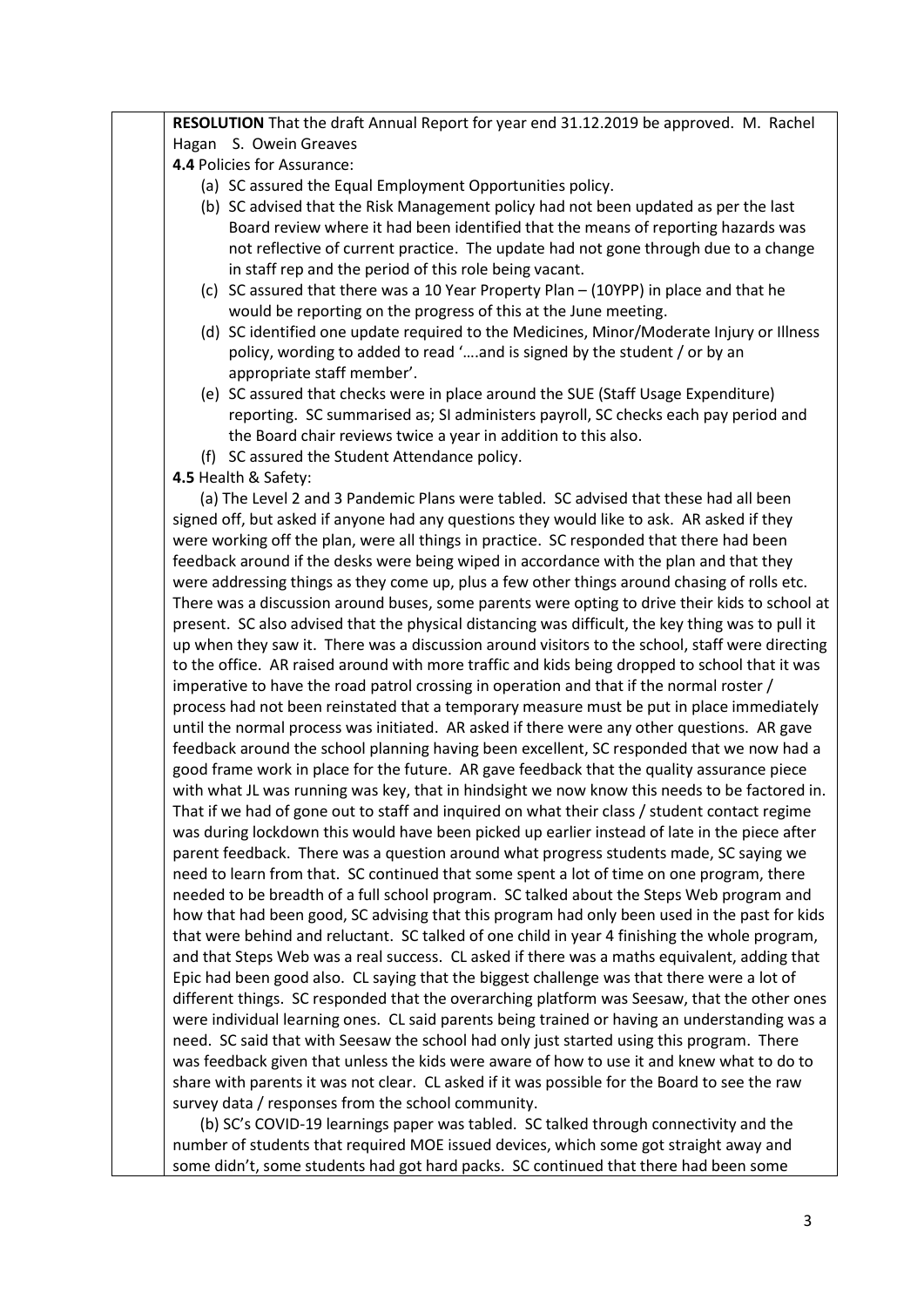**RESOLUTION** That the draft Annual Report for year end 31.12.2019 be approved. M. Rachel Hagan S. Owein Greaves

**4.4** Policies for Assurance:

(a) SC assured the Equal Employment Opportunities policy.

(b) SC advised that the Risk Management policy had not been updated as per the last Board review where it had been identified that the means of reporting hazards was not reflective of current practice. The update had not gone through due to a change in staff rep and the period of this role being vacant.

(c) SC assured that there was a 10 Year Property Plan – (10YPP) in place and that he would be reporting on the progress of this at the June meeting.

(d) SC identified one update required to the Medicines, Minor/Moderate Injury or Illness policy, wording to added to read '….and is signed by the student / or by an appropriate staff member'.

(e) SC assured that checks were in place around the SUE (Staff Usage Expenditure) reporting. SC summarised as; SI administers payroll, SC checks each pay period and the Board chair reviews twice a year in addition to this also.

(f) SC assured the Student Attendance policy.

**4.5** Health & Safety:

(a) The Level 2 and 3 Pandemic Plans were tabled. SC advised that these had all been signed off, but asked if anyone had any questions they would like to ask. AR asked if they were working off the plan, were all things in practice. SC responded that there had been feedback around if the desks were being wiped in accordance with the plan and that they were addressing things as they come up, plus a few other things around chasing of rolls etc. There was a discussion around buses, some parents were opting to drive their kids to school at present. SC also advised that the physical distancing was difficult, the key thing was to pull it up when they saw it. There was a discussion around visitors to the school, staff were directing to the office. AR raised around with more traffic and kids being dropped to school that it was imperative to have the road patrol crossing in operation and that if the normal roster / process had not been reinstated that a temporary measure must be put in place immediately until the normal process was initiated. AR asked if there were any other questions. AR gave feedback around the school planning having been excellent, SC responded that we now had a good frame work in place for the future. AR gave feedback that the quality assurance piece with what JL was running was key, that in hindsight we now know this needs to be factored in. That if we had of gone out to staff and inquired on what their class / student contact regime was during lockdown this would have been picked up earlier instead of late in the piece after parent feedback. There was a question around what progress students made, SC saying we need to learn from that. SC continued that some spent a lot of time on one program, there needed to be breadth of a full school program. SC talked about the Steps Web program and how that had been good, SC advising that this program had only been used in the past for kids that were behind and reluctant. SC talked of one child in year 4 finishing the whole program, and that Steps Web was a real success. CL asked if there was a maths equivalent, adding that Epic had been good also. CL saying that the biggest challenge was that there were a lot of different things. SC responded that the overarching platform was Seesaw, that the other ones were individual learning ones. CL said parents being trained or having an understanding was a need. SC said that with Seesaw the school had only just started using this program. There was feedback given that unless the kids were aware of how to use it and knew what to do to share with parents it was not clear. CL asked if it was possible for the Board to see the raw survey data / responses from the school community.

(b) SC's COVID-19 learnings paper was tabled. SC talked through connectivity and the number of students that required MOE issued devices, which some got straight away and some didn't, some students had got hard packs. SC continued that there had been some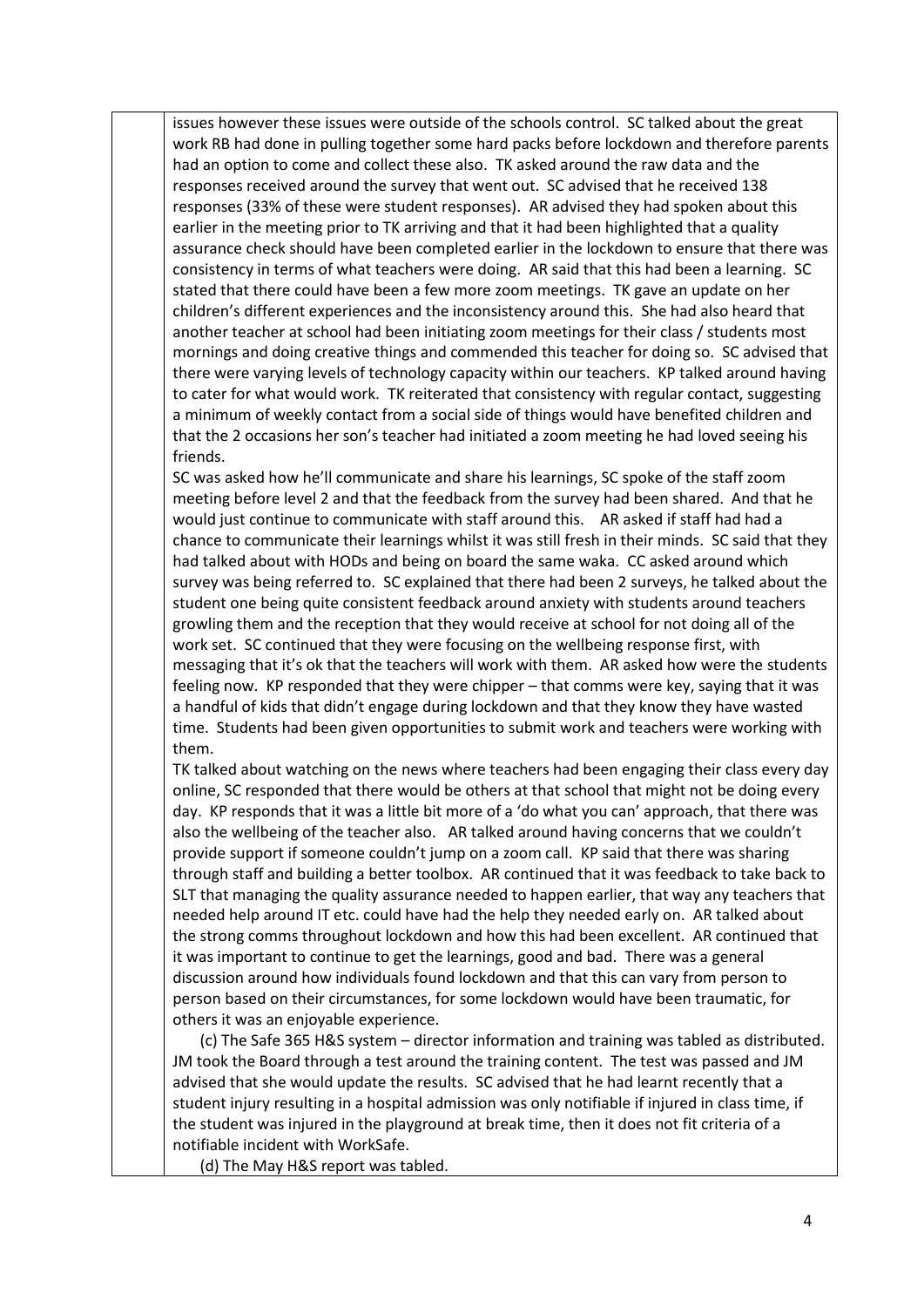issues however these issues were outside of the schools control. SC talked about the great work RB had done in pulling together some hard packs before lockdown and therefore parents had an option to come and collect these also. TK asked around the raw data and the responses received around the survey that went out. SC advised that he received 138 responses (33% of these were student responses). AR advised they had spoken about this earlier in the meeting prior to TK arriving and that it had been highlighted that a quality assurance check should have been completed earlier in the lockdown to ensure that there was consistency in terms of what teachers were doing. AR said that this had been a learning. SC stated that there could have been a few more zoom meetings. TK gave an update on her children's different experiences and the inconsistency around this. She had also heard that another teacher at school had been initiating zoom meetings for their class / students most mornings and doing creative things and commended this teacher for doing so. SC advised that there were varying levels of technology capacity within our teachers. KP talked around having to cater for what would work. TK reiterated that consistency with regular contact, suggesting a minimum of weekly contact from a social side of things would have benefited children and that the 2 occasions her son's teacher had initiated a zoom meeting he had loved seeing his friends.

SC was asked how he'll communicate and share his learnings, SC spoke of the staff zoom meeting before level 2 and that the feedback from the survey had been shared. And that he would just continue to communicate with staff around this. AR asked if staff had had a chance to communicate their learnings whilst it was still fresh in their minds. SC said that they had talked about with HODs and being on board the same waka. CC asked around which survey was being referred to. SC explained that there had been 2 surveys, he talked about the student one being quite consistent feedback around anxiety with students around teachers growling them and the reception that they would receive at school for not doing all of the work set. SC continued that they were focusing on the wellbeing response first, with messaging that it's ok that the teachers will work with them. AR asked how were the students feeling now. KP responded that they were chipper – that comms were key, saying that it was a handful of kids that didn't engage during lockdown and that they know they have wasted time. Students had been given opportunities to submit work and teachers were working with them.

TK talked about watching on the news where teachers had been engaging their class every day online, SC responded that there would be others at that school that might not be doing every day. KP responds that it was a little bit more of a 'do what you can' approach, that there was also the wellbeing of the teacher also. AR talked around having concerns that we couldn't provide support if someone couldn't jump on a zoom call. KP said that there was sharing through staff and building a better toolbox. AR continued that it was feedback to take back to SLT that managing the quality assurance needed to happen earlier, that way any teachers that needed help around IT etc. could have had the help they needed early on. AR talked about the strong comms throughout lockdown and how this had been excellent. AR continued that it was important to continue to get the learnings, good and bad. There was a general discussion around how individuals found lockdown and that this can vary from person to person based on their circumstances, for some lockdown would have been traumatic, for others it was an enjoyable experience.

(c) The Safe 365 H&S system – director information and training was tabled as distributed. JM took the Board through a test around the training content. The test was passed and JM advised that she would update the results. SC advised that he had learnt recently that a student injury resulting in a hospital admission was only notifiable if injured in class time, if the student was injured in the playground at break time, then it does not fit criteria of a notifiable incident with WorkSafe.

(d) The May H&S report was tabled.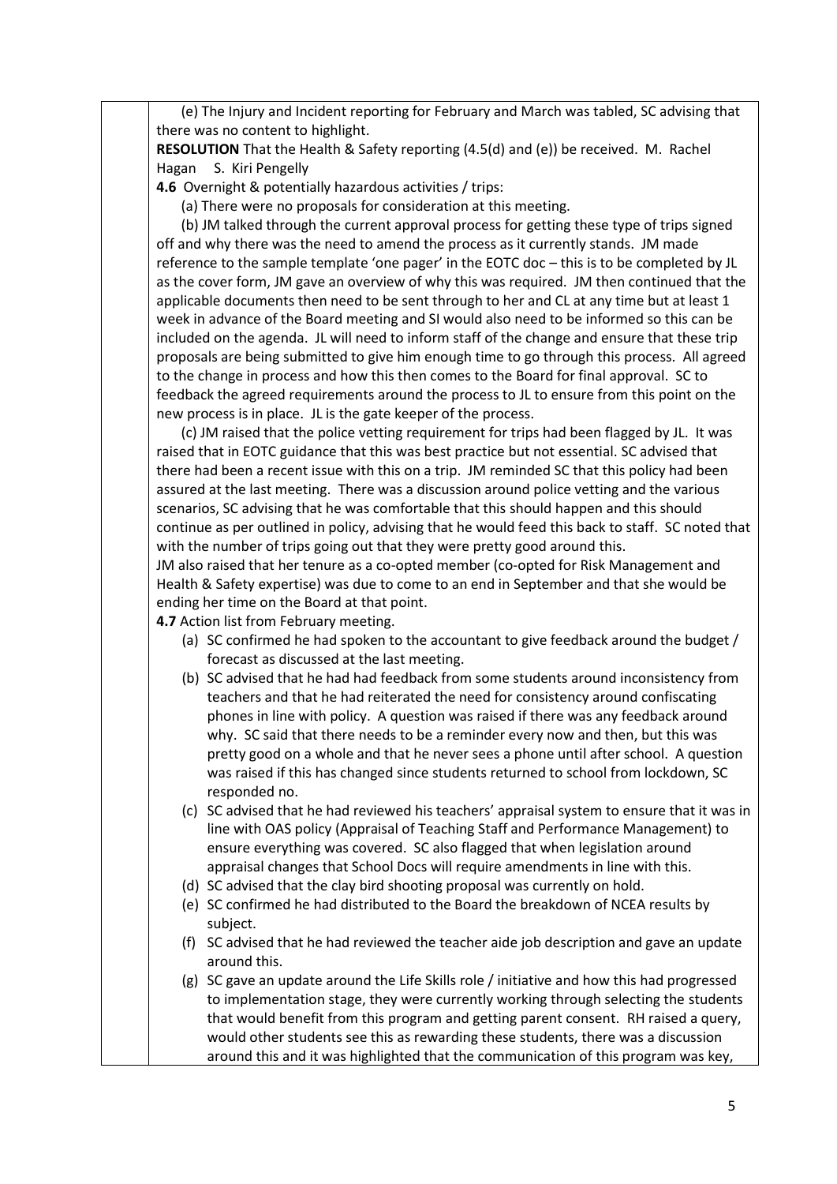(e) The Injury and Incident reporting for February and March was tabled, SC advising that there was no content to highlight.

**RESOLUTION** That the Health & Safety reporting (4.5(d) and (e)) be received. M. Rachel Hagan S. Kiri Pengelly

**4.6** Overnight & potentially hazardous activities / trips:

(a) There were no proposals for consideration at this meeting.

(b) JM talked through the current approval process for getting these type of trips signed off and why there was the need to amend the process as it currently stands. JM made reference to the sample template 'one pager' in the EOTC doc – this is to be completed by JL as the cover form, JM gave an overview of why this was required. JM then continued that the applicable documents then need to be sent through to her and CL at any time but at least 1 week in advance of the Board meeting and SI would also need to be informed so this can be included on the agenda. JL will need to inform staff of the change and ensure that these trip proposals are being submitted to give him enough time to go through this process. All agreed to the change in process and how this then comes to the Board for final approval. SC to feedback the agreed requirements around the process to JL to ensure from this point on the new process is in place. JL is the gate keeper of the process.

(c) JM raised that the police vetting requirement for trips had been flagged by JL. It was raised that in EOTC guidance that this was best practice but not essential. SC advised that there had been a recent issue with this on a trip. JM reminded SC that this policy had been assured at the last meeting. There was a discussion around police vetting and the various scenarios, SC advising that he was comfortable that this should happen and this should continue as per outlined in policy, advising that he would feed this back to staff. SC noted that with the number of trips going out that they were pretty good around this.

JM also raised that her tenure as a co-opted member (co-opted for Risk Management and Health & Safety expertise) was due to come to an end in September and that she would be ending her time on the Board at that point.

**4.7** Action list from February meeting.

(a) SC confirmed he had spoken to the accountant to give feedback around the budget / forecast as discussed at the last meeting.

(b) SC advised that he had had feedback from some students around inconsistency from teachers and that he had reiterated the need for consistency around confiscating phones in line with policy. A question was raised if there was any feedback around why. SC said that there needs to be a reminder every now and then, but this was pretty good on a whole and that he never sees a phone until after school. A question was raised if this has changed since students returned to school from lockdown, SC responded no.

(c) SC advised that he had reviewed his teachers' appraisal system to ensure that it was in line with OAS policy (Appraisal of Teaching Staff and Performance Management) to ensure everything was covered. SC also flagged that when legislation around appraisal changes that School Docs will require amendments in line with this.

(d) SC advised that the clay bird shooting proposal was currently on hold.

(e) SC confirmed he had distributed to the Board the breakdown of NCEA results by subject.

(f) SC advised that he had reviewed the teacher aide job description and gave an update around this.

(g) SC gave an update around the Life Skills role / initiative and how this had progressed to implementation stage, they were currently working through selecting the students that would benefit from this program and getting parent consent. RH raised a query, would other students see this as rewarding these students, there was a discussion around this and it was highlighted that the communication of this program was key,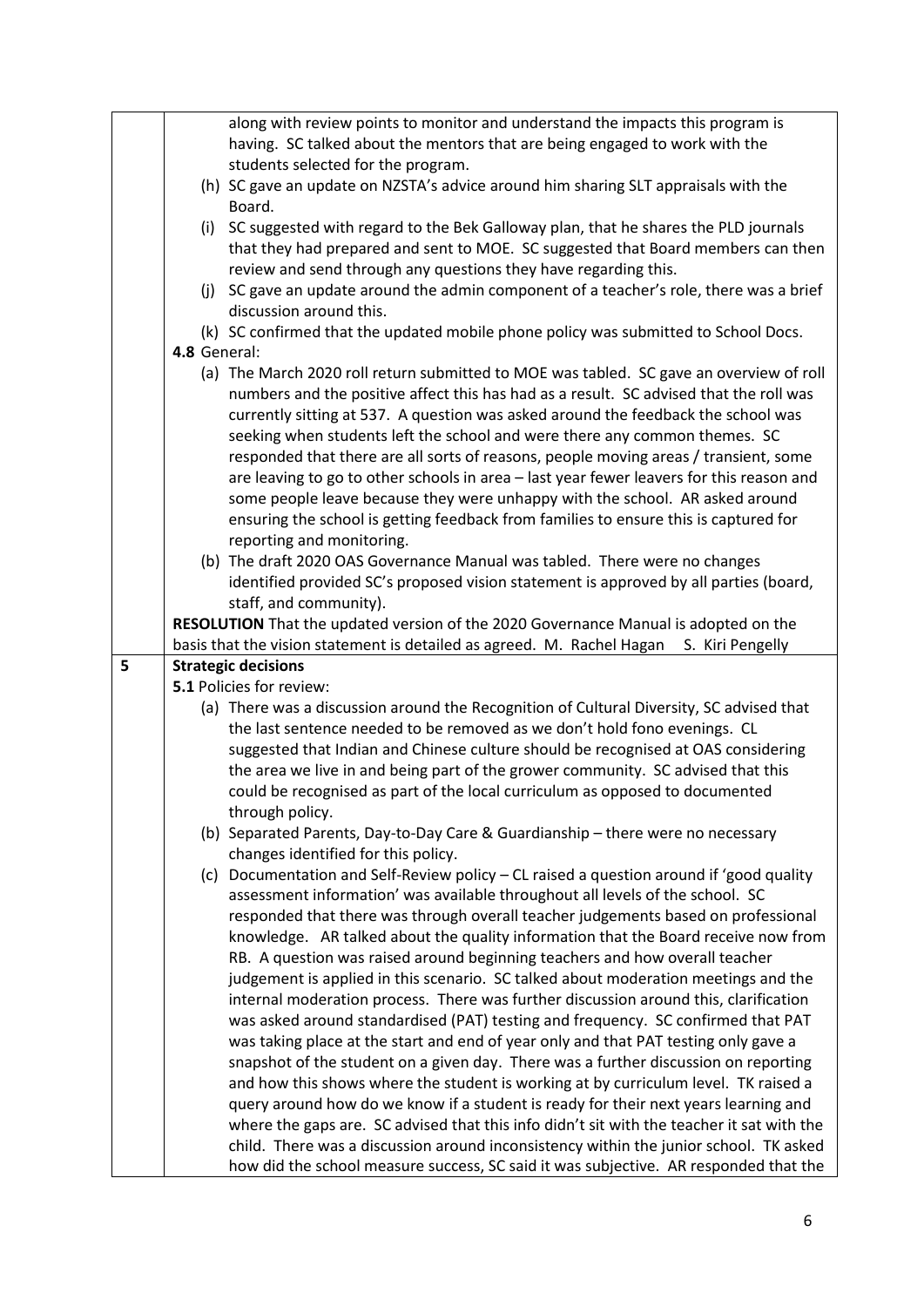along with review points to monitor and understand the impacts this program is having. SC talked about the mentors that are being engaged to work with the students selected for the program.

(h) SC gave an update on NZSTA's advice around him sharing SLT appraisals with the Board.

(i) SC suggested with regard to the Bek Galloway plan, that he shares the PLD journals that they had prepared and sent to MOE. SC suggested that Board members can then review and send through any questions they have regarding this.

(j) SC gave an update around the admin component of a teacher's role, there was a brief discussion around this.

(k) SC confirmed that the updated mobile phone policy was submitted to School Docs.

**4.8** General:

(a) The March 2020 roll return submitted to MOE was tabled. SC gave an overview of roll numbers and the positive affect this has had as a result. SC advised that the roll was currently sitting at 537. A question was asked around the feedback the school was seeking when students left the school and were there any common themes. SC responded that there are all sorts of reasons, people moving areas / transient, some are leaving to go to other schools in area – last year fewer leavers for this reason and some people leave because they were unhappy with the school. AR asked around ensuring the school is getting feedback from families to ensure this is captured for reporting and monitoring.

(b) The draft 2020 OAS Governance Manual was tabled. There were no changes identified provided SC's proposed vision statement is approved by all parties (board, staff, and community).

**RESOLUTION** That the updated version of the 2020 Governance Manual is adopted on the basis that the vision statement is detailed as agreed. M. Rachel Hagan S. Kiri Pengelly

## 5 Strategic decisions

**5.1** Policies for review:

(a) There was a discussion around the Recognition of Cultural Diversity, SC advised that the last sentence needed to be removed as we don't hold fono evenings. CL suggested that Indian and Chinese culture should be recognised at OAS considering the area we live in and being part of the grower community. SC advised that this could be recognised as part of the local curriculum as opposed to documented through policy.

(b) Separated Parents, Day-to-Day Care & Guardianship – there were no necessary changes identified for this policy.

(c) Documentation and Self-Review policy – CL raised a question around if 'good quality assessment information' was available throughout all levels of the school. SC responded that there was through overall teacher judgements based on professional knowledge. AR talked about the quality information that the Board receive now from RB. A question was raised around beginning teachers and how overall teacher judgement is applied in this scenario. SC talked about moderation meetings and the internal moderation process. There was further discussion around this, clarification was asked around standardised (PAT) testing and frequency. SC confirmed that PAT was taking place at the start and end of year only and that PAT testing only gave a snapshot of the student on a given day. There was a further discussion on reporting and how this shows where the student is working at by curriculum level. TK raised a query around how do we know if a student is ready for their next years learning and where the gaps are. SC advised that this info didn't sit with the teacher it sat with the child. There was a discussion around inconsistency within the junior school. TK asked how did the school measure success, SC said it was subjective. AR responded that the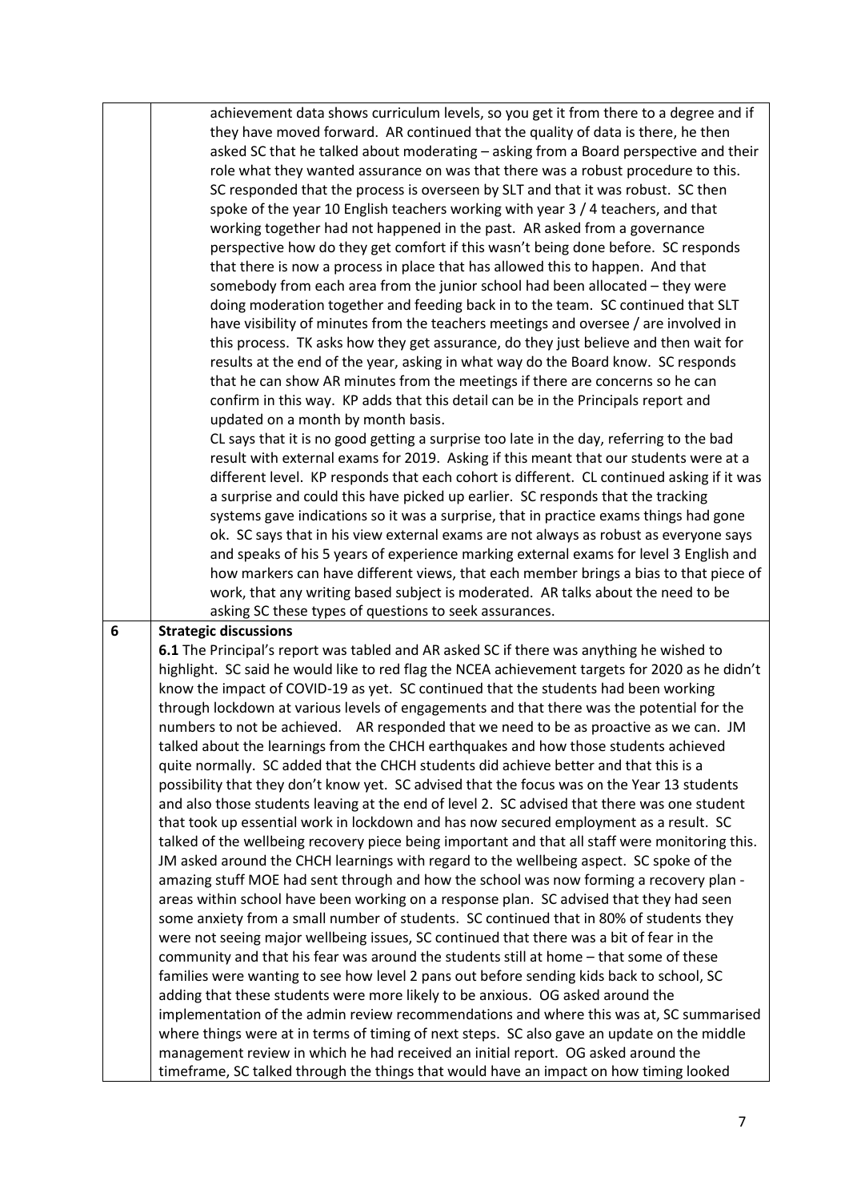| | |
|---|---|
| | achievement data shows curriculum levels, so you get it from there to a degree and if they have moved forward. AR continued that the quality of data is there, he then asked SC that he talked about moderating – asking from a Board perspective and their role what they wanted assurance on was that there was a robust procedure to this. SC responded that the process is overseen by SLT and that it was robust. SC then spoke of the year 10 English teachers working with year 3 / 4 teachers, and that working together had not happened in the past. AR asked from a governance perspective how do they get comfort if this wasn't being done before. SC responds that there is now a process in place that has allowed this to happen. And that somebody from each area from the junior school had been allocated – they were doing moderation together and feeding back in to the team. SC continued that SLT have visibility of minutes from the teachers meetings and oversee / are involved in this process. TK asks how they get assurance, do they just believe and then wait for results at the end of the year, asking in what way do the Board know. SC responds that he can show AR minutes from the meetings if there are concerns so he can confirm in this way. KP adds that this detail can be in the Principals report and updated on a month by month basis.<br>CL says that it is no good getting a surprise too late in the day, referring to the bad result with external exams for 2019. Asking if this meant that our students were at a different level. KP responds that each cohort is different. CL continued asking if it was a surprise and could this have picked up earlier. SC responds that the tracking systems gave indications so it was a surprise, that in practice exams things had gone ok. SC says that in his view external exams are not always as robust as everyone says and speaks of his 5 years of experience marking external exams for level 3 English and how markers can have different views, that each member brings a bias to that piece of work, that any writing based subject is moderated. AR talks about the need to be asking SC these types of questions to seek assurances. |
| **6** | **Strategic discussions**<br>**6.1** The Principal's report was tabled and AR asked SC if there was anything he wished to highlight. SC said he would like to red flag the NCEA achievement targets for 2020 as he didn't know the impact of COVID-19 as yet. SC continued that the students had been working through lockdown at various levels of engagements and that there was the potential for the numbers to not be achieved. AR responded that we need to be as proactive as we can. JM talked about the learnings from the CHCH earthquakes and how those students achieved quite normally. SC added that the CHCH students did achieve better and that this is a possibility that they don't know yet. SC advised that the focus was on the Year 13 students and also those students leaving at the end of level 2. SC advised that there was one student that took up essential work in lockdown and has now secured employment as a result. SC talked of the wellbeing recovery piece being important and that all staff were monitoring this. JM asked around the CHCH learnings with regard to the wellbeing aspect. SC spoke of the amazing stuff MOE had sent through and how the school was now forming a recovery plan - areas within school have been working on a response plan. SC advised that they had seen some anxiety from a small number of students. SC continued that in 80% of students they were not seeing major wellbeing issues, SC continued that there was a bit of fear in the community and that his fear was around the students still at home – that some of these families were wanting to see how level 2 pans out before sending kids back to school, SC adding that these students were more likely to be anxious. OG asked around the implementation of the admin review recommendations and where this was at, SC summarised where things were at in terms of timing of next steps. SC also gave an update on the middle management review in which he had received an initial report. OG asked around the timeframe, SC talked through the things that would have an impact on how timing looked |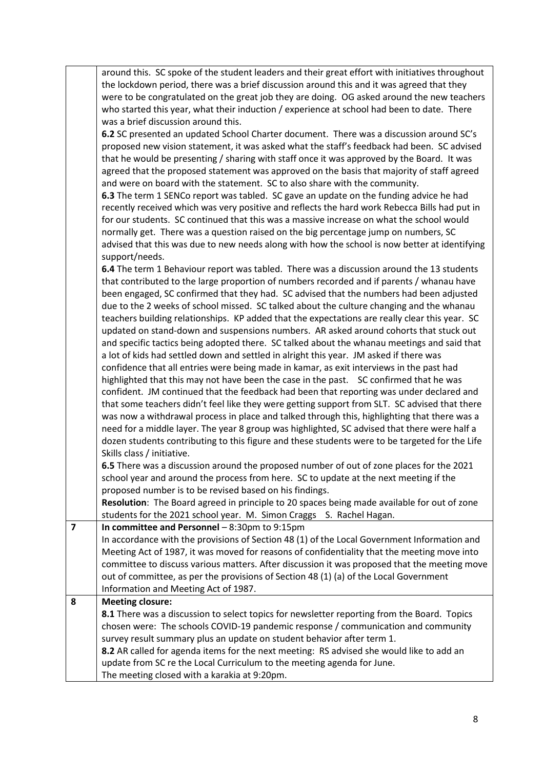| | |
|---|---|
| | around this. SC spoke of the student leaders and their great effort with initiatives throughout the lockdown period, there was a brief discussion around this and it was agreed that they were to be congratulated on the great job they are doing. OG asked around the new teachers who started this year, what their induction / experience at school had been to date. There was a brief discussion around this.<br>**6.2** SC presented an updated School Charter document. There was a discussion around SC's proposed new vision statement, it was asked what the staff's feedback had been. SC advised that he would be presenting / sharing with staff once it was approved by the Board. It was agreed that the proposed statement was approved on the basis that majority of staff agreed and were on board with the statement. SC to also share with the community.<br>**6.3** The term 1 SENCo report was tabled. SC gave an update on the funding advice he had recently received which was very positive and reflects the hard work Rebecca Bills had put in for our students. SC continued that this was a massive increase on what the school would normally get. There was a question raised on the big percentage jump on numbers, SC advised that this was due to new needs along with how the school is now better at identifying support/needs.<br>**6.4** The term 1 Behaviour report was tabled. There was a discussion around the 13 students that contributed to the large proportion of numbers recorded and if parents / whanau have been engaged, SC confirmed that they had. SC advised that the numbers had been adjusted due to the 2 weeks of school missed. SC talked about the culture changing and the whanau teachers building relationships. KP added that the expectations are really clear this year. SC updated on stand-down and suspensions numbers. AR asked around cohorts that stuck out and specific tactics being adopted there. SC talked about the whanau meetings and said that a lot of kids had settled down and settled in alright this year. JM asked if there was confidence that all entries were being made in kamar, as exit interviews in the past had highlighted that this may not have been the case in the past. SC confirmed that he was confident. JM continued that the feedback had been that reporting was under declared and that some teachers didn't feel like they were getting support from SLT. SC advised that there was now a withdrawal process in place and talked through this, highlighting that there was a need for a middle layer. The year 8 group was highlighted, SC advised that there were half a dozen students contributing to this figure and these students were to be targeted for the Life Skills class / initiative.<br>**6.5** There was a discussion around the proposed number of out of zone places for the 2021 school year and around the process from here. SC to update at the next meeting if the proposed number is to be revised based on his findings.<br>**Resolution**: The Board agreed in principle to 20 spaces being made available for out of zone students for the 2021 school year. M. Simon Craggs S. Rachel Hagan. |
| **7** | **In committee and Personnel** – 8:30pm to 9:15pm<br>In accordance with the provisions of Section 48 (1) of the Local Government Information and Meeting Act of 1987, it was moved for reasons of confidentiality that the meeting move into committee to discuss various matters. After discussion it was proposed that the meeting move out of committee, as per the provisions of Section 48 (1) (a) of the Local Government Information and Meeting Act of 1987. |
| **8** | **Meeting closure:**<br>**8.1** There was a discussion to select topics for newsletter reporting from the Board. Topics chosen were: The schools COVID-19 pandemic response / communication and community survey result summary plus an update on student behavior after term 1.<br>**8.2** AR called for agenda items for the next meeting: RS advised she would like to add an update from SC re the Local Curriculum to the meeting agenda for June.<br>The meeting closed with a karakia at 9:20pm. |